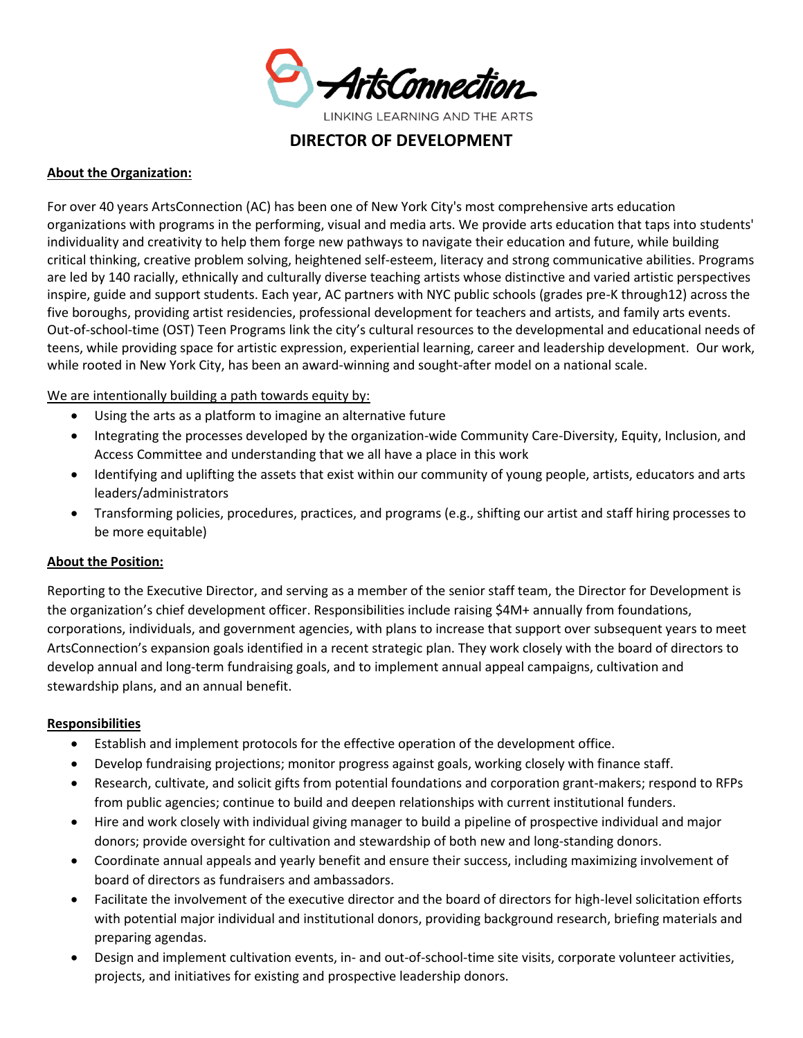ArtsConnection

LINKING LEARNING AND THE ARTS

# DIRECTOR OF DEVELOPMENT

**About the Organization:**

For over 40 years ArtsConnection (AC) has been one of New York City's most comprehensive arts education organizations with programs in the performing, visual and media arts. We provide arts education that taps into students' individuality and creativity to help them forge new pathways to navigate their education and future, while building critical thinking, creative problem solving, heightened self-esteem, literacy and strong communicative abilities. Programs are led by 140 racially, ethnically and culturally diverse teaching artists whose distinctive and varied artistic perspectives inspire, guide and support students. Each year, AC partners with NYC public schools (grades pre-K through12) across the five boroughs, providing artist residencies, professional development for teachers and artists, and family arts events. Out-of-school-time (OST) Teen Programs link the city's cultural resources to the developmental and educational needs of teens, while providing space for artistic expression, experiential learning, career and leadership development. Our work, while rooted in New York City, has been an award-winning and sought-after model on a national scale.

We are intentionally building a path towards equity by:

- Using the arts as a platform to imagine an alternative future
- Integrating the processes developed by the organization-wide Community Care-Diversity, Equity, Inclusion, and Access Committee and understanding that we all have a place in this work
- Identifying and uplifting the assets that exist within our community of young people, artists, educators and arts leaders/administrators
- Transforming policies, procedures, practices, and programs (e.g., shifting our artist and staff hiring processes to be more equitable)

**About the Position:**

Reporting to the Executive Director, and serving as a member of the senior staff team, the Director for Development is the organization's chief development officer. Responsibilities include raising $4M+ annually from foundations, corporations, individuals, and government agencies, with plans to increase that support over subsequent years to meet ArtsConnection's expansion goals identified in a recent strategic plan. They work closely with the board of directors to develop annual and long-term fundraising goals, and to implement annual appeal campaigns, cultivation and stewardship plans, and an annual benefit.

**Responsibilities**

- Establish and implement protocols for the effective operation of the development office.
- Develop fundraising projections; monitor progress against goals, working closely with finance staff.
- Research, cultivate, and solicit gifts from potential foundations and corporation grant-makers; respond to RFPs from public agencies; continue to build and deepen relationships with current institutional funders.
- Hire and work closely with individual giving manager to build a pipeline of prospective individual and major donors; provide oversight for cultivation and stewardship of both new and long-standing donors.
- Coordinate annual appeals and yearly benefit and ensure their success, including maximizing involvement of board of directors as fundraisers and ambassadors.
- Facilitate the involvement of the executive director and the board of directors for high-level solicitation efforts with potential major individual and institutional donors, providing background research, briefing materials and preparing agendas.
- Design and implement cultivation events, in- and out-of-school-time site visits, corporate volunteer activities, projects, and initiatives for existing and prospective leadership donors.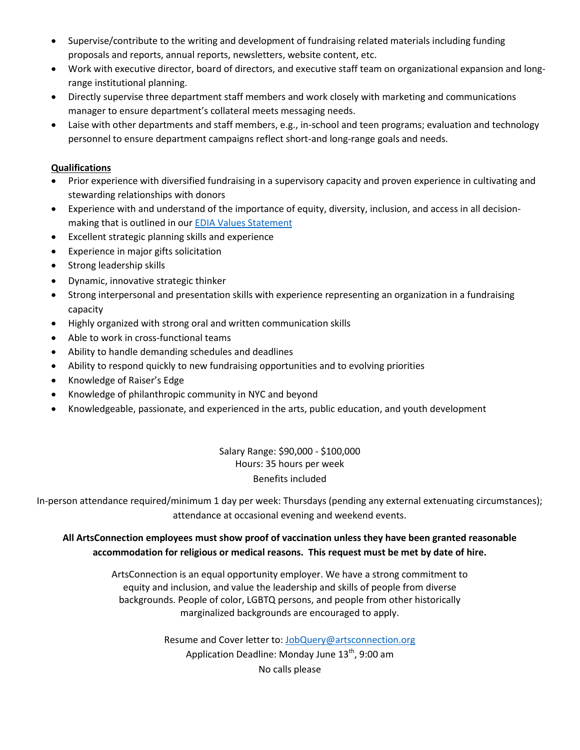- Supervise/contribute to the writing and development of fundraising related materials including funding proposals and reports, annual reports, newsletters, website content, etc.
- Work with executive director, board of directors, and executive staff team on organizational expansion and long-range institutional planning.
- Directly supervise three department staff members and work closely with marketing and communications manager to ensure department's collateral meets messaging needs.
- Laise with other departments and staff members, e.g., in-school and teen programs; evaluation and technology personnel to ensure department campaigns reflect short-and long-range goals and needs.

**Qualifications**

- Prior experience with diversified fundraising in a supervisory capacity and proven experience in cultivating and stewarding relationships with donors
- Experience with and understand of the importance of equity, diversity, inclusion, and access in all decision-making that is outlined in our [EDIA Values Statement]
- Excellent strategic planning skills and experience
- Experience in major gifts solicitation
- Strong leadership skills
- Dynamic, innovative strategic thinker
- Strong interpersonal and presentation skills with experience representing an organization in a fundraising capacity
- Highly organized with strong oral and written communication skills
- Able to work in cross-functional teams
- Ability to handle demanding schedules and deadlines
- Ability to respond quickly to new fundraising opportunities and to evolving priorities
- Knowledge of Raiser's Edge
- Knowledge of philanthropic community in NYC and beyond
- Knowledgeable, passionate, and experienced in the arts, public education, and youth development

Salary Range: $90,000 - $100,000
Hours: 35 hours per week
Benefits included

In-person attendance required/minimum 1 day per week: Thursdays (pending any external extenuating circumstances); attendance at occasional evening and weekend events.

**All ArtsConnection employees must show proof of vaccination unless they have been granted reasonable accommodation for religious or medical reasons. This request must be met by date of hire.**

ArtsConnection is an equal opportunity employer. We have a strong commitment to equity and inclusion, and value the leadership and skills of people from diverse backgrounds. People of color, LGBTQ persons, and people from other historically marginalized backgrounds are encouraged to apply.

Resume and Cover letter to: JobQuery@artsconnection.org
Application Deadline: Monday June 13th, 9:00 am
No calls please